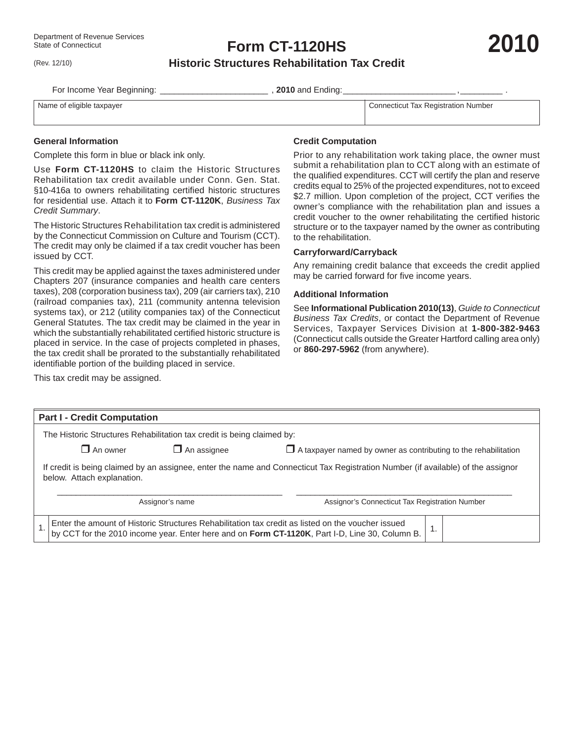Department of Revenue Services
State of Connecticut

(Rev. 12/10)

# Form CT-1120HS

# 2010

## Historic Structures Rehabilitation Tax Credit

For Income Year Beginning: ______________________ , **2010** and Ending: _______________________ , _________ .

| Name of eligible taxpayer | Connecticut Tax Registration Number |
|---|---|
| | |

### General Information

Complete this form in blue or black ink only.

Use **Form CT-1120HS** to claim the Historic Structures Rehabilitation tax credit available under Conn. Gen. Stat. §10-416a to owners rehabilitating certified historic structures for residential use. Attach it to **Form CT-1120K**, *Business Tax Credit Summary*.

The Historic Structures Rehabilitation tax credit is administered by the Connecticut Commission on Culture and Tourism (CCT). The credit may only be claimed if a tax credit voucher has been issued by CCT.

This credit may be applied against the taxes administered under Chapters 207 (insurance companies and health care centers taxes), 208 (corporation business tax), 209 (air carriers tax), 210 (railroad companies tax), 211 (community antenna television systems tax), or 212 (utility companies tax) of the Connecticut General Statutes. The tax credit may be claimed in the year in which the substantially rehabilitated certified historic structure is placed in service. In the case of projects completed in phases, the tax credit shall be prorated to the substantially rehabilitated identifiable portion of the building placed in service.

This tax credit may be assigned.

### Credit Computation

Prior to any rehabilitation work taking place, the owner must submit a rehabilitation plan to CCT along with an estimate of the qualified expenditures. CCT will certify the plan and reserve credits equal to 25% of the projected expenditures, not to exceed $2.7 million. Upon completion of the project, CCT verifies the owner's compliance with the rehabilitation plan and issues a credit voucher to the owner rehabilitating the certified historic structure or to the taxpayer named by the owner as contributing to the rehabilitation.

### Carryforward/Carryback

Any remaining credit balance that exceeds the credit applied may be carried forward for five income years.

### Additional Information

See **Informational Publication 2010(13)**, *Guide to Connecticut Business Tax Credits*, or contact the Department of Revenue Services, Taxpayer Services Division at **1-800-382-9463** (Connecticut calls outside the Greater Hartford calling area only) or **860-297-5962** (from anywhere).

### Part I - Credit Computation

The Historic Structures Rehabilitation tax credit is being claimed by:

- ❒ An owner
- ❒ An assignee
- ❒ A taxpayer named by owner as contributing to the rehabilitation

If credit is being claimed by an assignee, enter the name and Connecticut Tax Registration Number (if available) of the assignor below. Attach explanation.

_______________________________________ Assignor's name

_______________________________________ Assignor's Connecticut Tax Registration Number

| | | | |
|---|---|---|---|
| 1. | Enter the amount of Historic Structures Rehabilitation tax credit as listed on the voucher issued by CCT for the 2010 income year. Enter here and on **Form CT-1120K**, Part I-D, Line 30, Column B. | 1. | |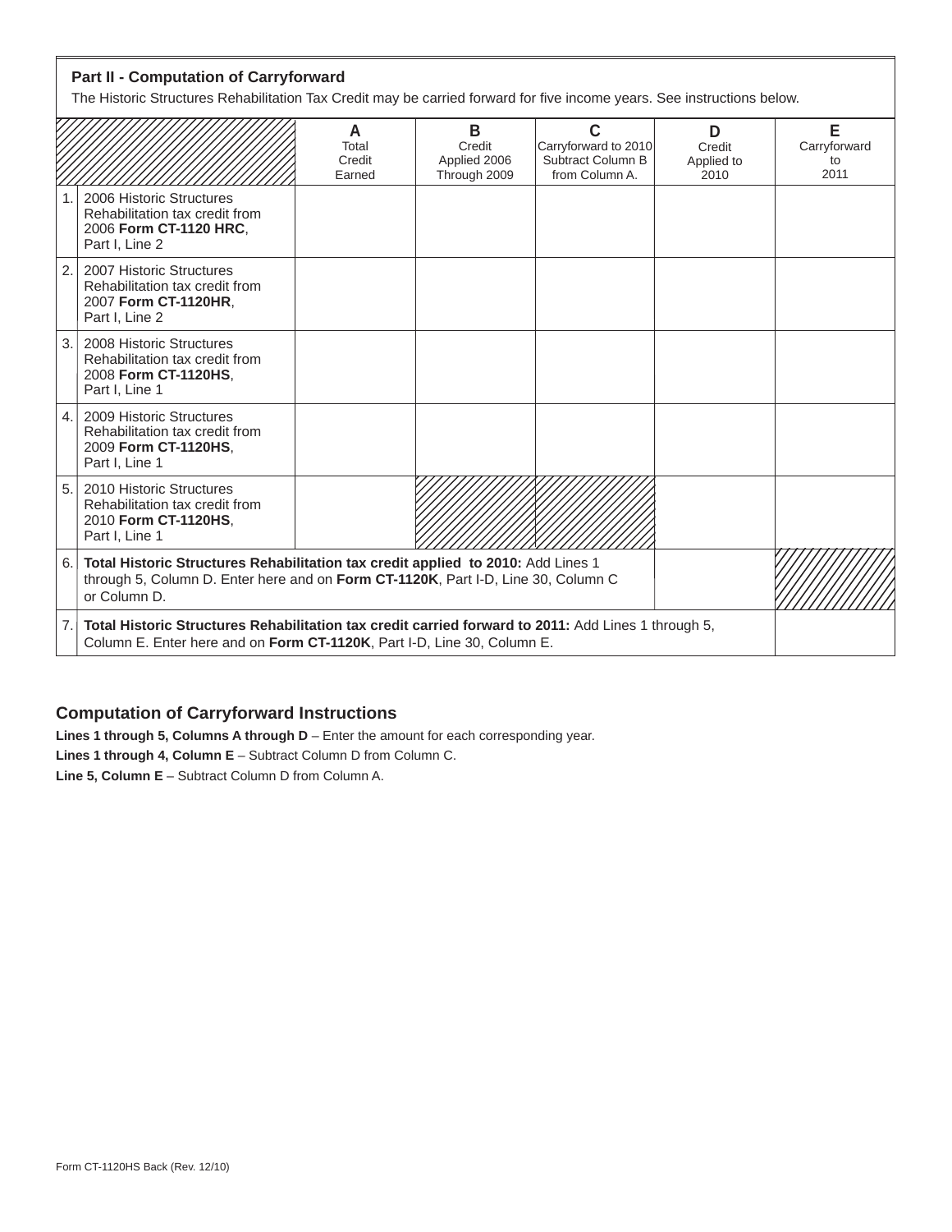## Part II - Computation of Carryforward

The Historic Structures Rehabilitation Tax Credit may be carried forward for five income years. See instructions below.

| | | A<br>Total Credit Earned | B<br>Credit Applied 2006 Through 2009 | C<br>Carryforward to 2010 Subtract Column B from Column A. | D<br>Credit Applied to 2010 | E<br>Carryforward to 2011 |
|---|---|---|---|---|---|---|
| 1. | 2006 Historic Structures Rehabilitation tax credit from 2006 **Form CT-1120 HRC**, Part I, Line 2 | | | | | |
| 2. | 2007 Historic Structures Rehabilitation tax credit from 2007 **Form CT-1120HR**, Part I, Line 2 | | | | | |
| 3. | 2008 Historic Structures Rehabilitation tax credit from 2008 **Form CT-1120HS**, Part I, Line 1 | | | | | |
| 4. | 2009 Historic Structures Rehabilitation tax credit from 2009 **Form CT-1120HS**, Part I, Line 1 | | | | | |
| 5. | 2010 Historic Structures Rehabilitation tax credit from 2010 **Form CT-1120HS**, Part I, Line 1 | | | | | |
| 6. | **Total Historic Structures Rehabilitation tax credit applied to 2010:** Add Lines 1 through 5, Column D. Enter here and on **Form CT-1120K**, Part I-D, Line 30, Column C or Column D. | | | | | |
| 7. | **Total Historic Structures Rehabilitation tax credit carried forward to 2011:** Add Lines 1 through 5, Column E. Enter here and on **Form CT-1120K**, Part I-D, Line 30, Column E. | | | | | |

### Computation of Carryforward Instructions

**Lines 1 through 5, Columns A through D** – Enter the amount for each corresponding year.

**Lines 1 through 4, Column E** – Subtract Column D from Column C.

**Line 5, Column E** – Subtract Column D from Column A.

Form CT-1120HS Back (Rev. 12/10)